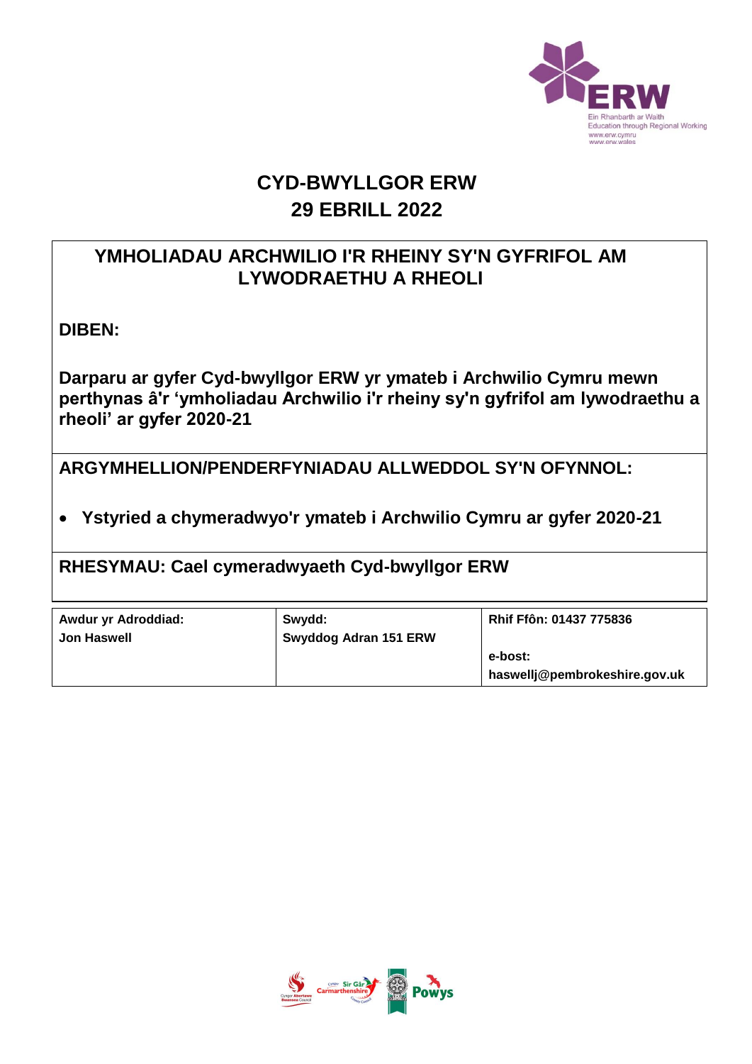# CYD-BWYLLGOR ERW
## 29 EBRILL 2022

## YMHOLIADAU ARCHWILIO I'R RHEINY SY'N GYFRIFOL AM LYWODRAETHU A RHEOLI

**DIBEN:**

**Darparu ar gyfer Cyd-bwyllgor ERW yr ymateb i Archwilio Cymru mewn perthynas â'r 'ymholiadau Archwilio i'r rheiny sy'n gyfrifol am lywodraethu a rheoli' ar gyfer 2020-21**

**ARGYMHELLION/PENDERFYNIADAU ALLWEDDOL SY'N OFYNNOL:**

- **Ystyried a chymeradwyo'r ymateb i Archwilio Cymru ar gyfer 2020-21**

**RHESYMAU: Cael cymeradwyaeth Cyd-bwyllgor ERW**

| Awdur yr Adroddiad: | Swydd: | Rhif Ffôn: 01437 775836 |
|---|---|---|
| Jon Haswell | Swyddog Adran 151 ERW | e-bost: haswellj@pembrokeshire.gov.uk |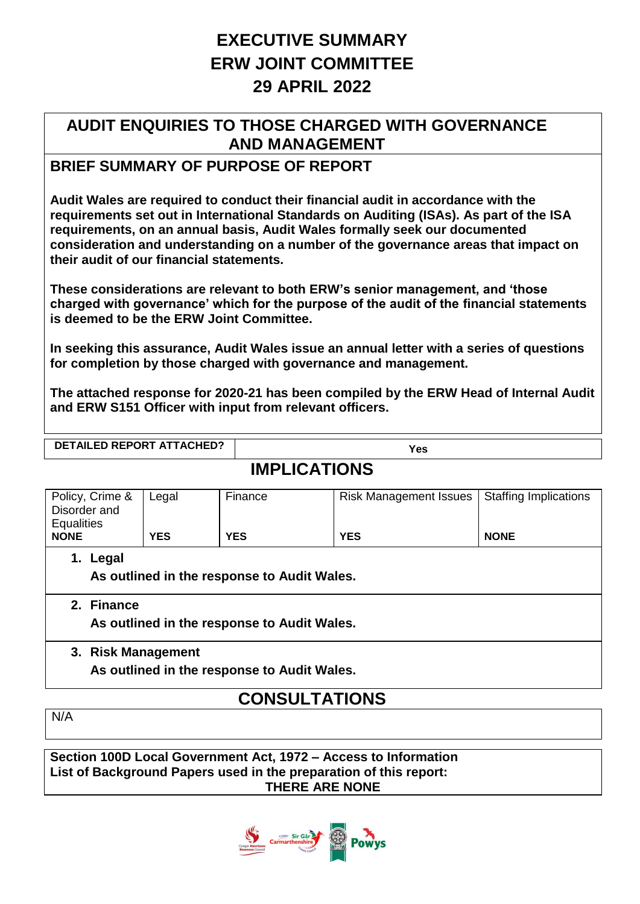# EXECUTIVE SUMMARY
# ERW JOINT COMMITTEE
# 29 APRIL 2022

## AUDIT ENQUIRIES TO THOSE CHARGED WITH GOVERNANCE AND MANAGEMENT

### BRIEF SUMMARY OF PURPOSE OF REPORT

**Audit Wales are required to conduct their financial audit in accordance with the requirements set out in International Standards on Auditing (ISAs). As part of the ISA requirements, on an annual basis, Audit Wales formally seek our documented consideration and understanding on a number of the governance areas that impact on their audit of our financial statements.**

**These considerations are relevant to both ERW's senior management, and 'those charged with governance' which for the purpose of the audit of the financial statements is deemed to be the ERW Joint Committee.**

**In seeking this assurance, Audit Wales issue an annual letter with a series of questions for completion by those charged with governance and management.**

**The attached response for 2020-21 has been compiled by the ERW Head of Internal Audit and ERW S151 Officer with input from relevant officers.**

| | |
|---|---|
| **DETAILED REPORT ATTACHED?** | **Yes** |

## IMPLICATIONS

| Policy, Crime & Disorder and Equalities | Legal | Finance | Risk Management Issues | Staffing Implications |
|---|---|---|---|---|
| **NONE** | **YES** | **YES** | **YES** | **NONE** |

1. **Legal**
   **As outlined in the response to Audit Wales.**

2. **Finance**
   **As outlined in the response to Audit Wales.**

3. **Risk Management**
   **As outlined in the response to Audit Wales.**

## CONSULTATIONS

N/A

**Section 100D Local Government Act, 1972 – Access to Information**
**List of Background Papers used in the preparation of this report:**
**THERE ARE NONE**